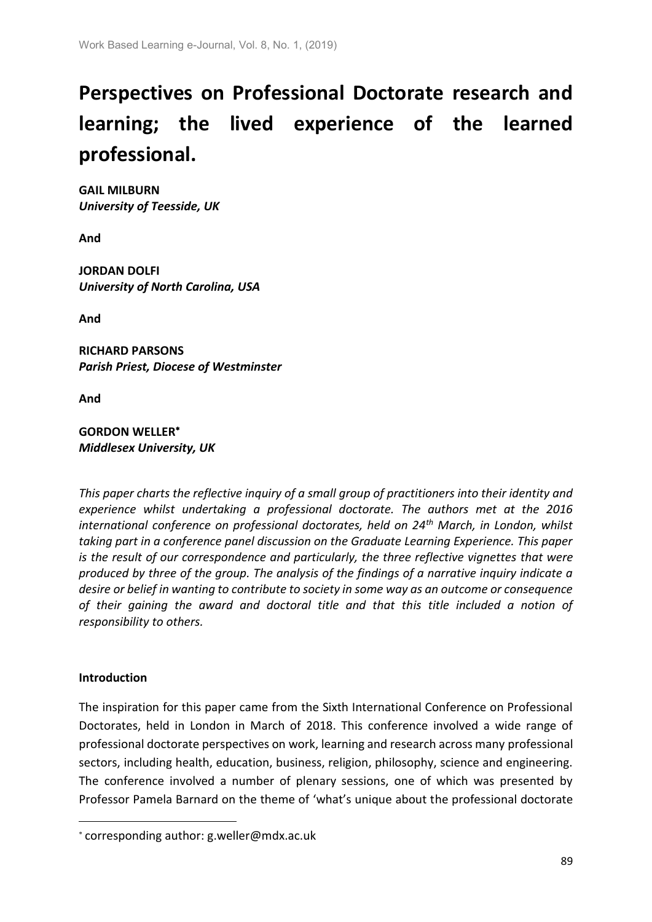# Perspectives on Professional Doctorate research and learning; the lived experience of the learned professional.

**GAIL MILBURN**
***University of Teesside, UK***

**And**

**JORDAN DOLFI**
***University of North Carolina, USA***

**And**

**RICHARD PARSONS**
***Parish Priest, Diocese of Westminster***

**And**

**GORDON WELLER***
***Middlesex University, UK***

*This paper charts the reflective inquiry of a small group of practitioners into their identity and experience whilst undertaking a professional doctorate. The authors met at the 2016 international conference on professional doctorates, held on 24th March, in London, whilst taking part in a conference panel discussion on the Graduate Learning Experience. This paper is the result of our correspondence and particularly, the three reflective vignettes that were produced by three of the group. The analysis of the findings of a narrative inquiry indicate a desire or belief in wanting to contribute to society in some way as an outcome or consequence of their gaining the award and doctoral title and that this title included a notion of responsibility to others.*

**Introduction**

The inspiration for this paper came from the Sixth International Conference on Professional Doctorates, held in London in March of 2018. This conference involved a wide range of professional doctorate perspectives on work, learning and research across many professional sectors, including health, education, business, religion, philosophy, science and engineering. The conference involved a number of plenary sessions, one of which was presented by Professor Pamela Barnard on the theme of 'what's unique about the professional doctorate

* corresponding author: g.weller@mdx.ac.uk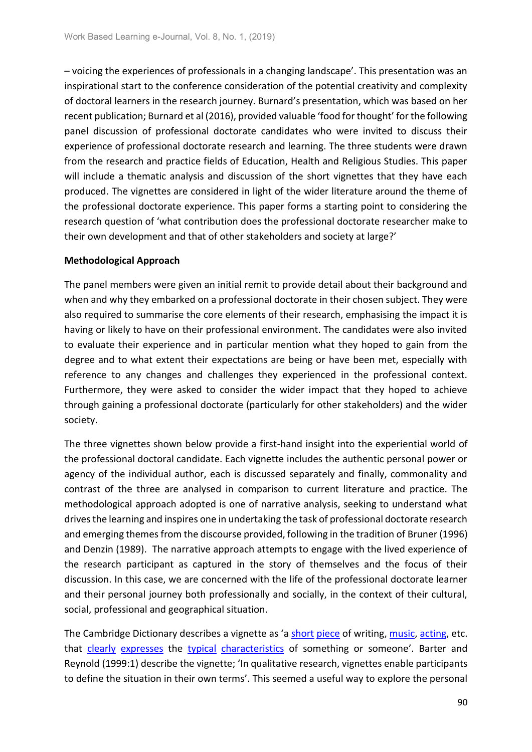– voicing the experiences of professionals in a changing landscape'. This presentation was an inspirational start to the conference consideration of the potential creativity and complexity of doctoral learners in the research journey. Burnard's presentation, which was based on her recent publication; Burnard et al (2016), provided valuable 'food for thought' for the following panel discussion of professional doctorate candidates who were invited to discuss their experience of professional doctorate research and learning. The three students were drawn from the research and practice fields of Education, Health and Religious Studies. This paper will include a thematic analysis and discussion of the short vignettes that they have each produced. The vignettes are considered in light of the wider literature around the theme of the professional doctorate experience. This paper forms a starting point to considering the research question of 'what contribution does the professional doctorate researcher make to their own development and that of other stakeholders and society at large?'

**Methodological Approach**

The panel members were given an initial remit to provide detail about their background and when and why they embarked on a professional doctorate in their chosen subject. They were also required to summarise the core elements of their research, emphasising the impact it is having or likely to have on their professional environment. The candidates were also invited to evaluate their experience and in particular mention what they hoped to gain from the degree and to what extent their expectations are being or have been met, especially with reference to any changes and challenges they experienced in the professional context. Furthermore, they were asked to consider the wider impact that they hoped to achieve through gaining a professional doctorate (particularly for other stakeholders) and the wider society.

The three vignettes shown below provide a first-hand insight into the experiential world of the professional doctoral candidate. Each vignette includes the authentic personal power or agency of the individual author, each is discussed separately and finally, commonality and contrast of the three are analysed in comparison to current literature and practice. The methodological approach adopted is one of narrative analysis, seeking to understand what drives the learning and inspires one in undertaking the task of professional doctorate research and emerging themes from the discourse provided, following in the tradition of Bruner (1996) and Denzin (1989). The narrative approach attempts to engage with the lived experience of the research participant as captured in the story of themselves and the focus of their discussion. In this case, we are concerned with the life of the professional doctorate learner and their personal journey both professionally and socially, in the context of their cultural, social, professional and geographical situation.

The Cambridge Dictionary describes a vignette as 'a short piece of writing, music, acting, etc. that clearly expresses the typical characteristics of something or someone'. Barter and Reynold (1999:1) describe the vignette; 'In qualitative research, vignettes enable participants to define the situation in their own terms'. This seemed a useful way to explore the personal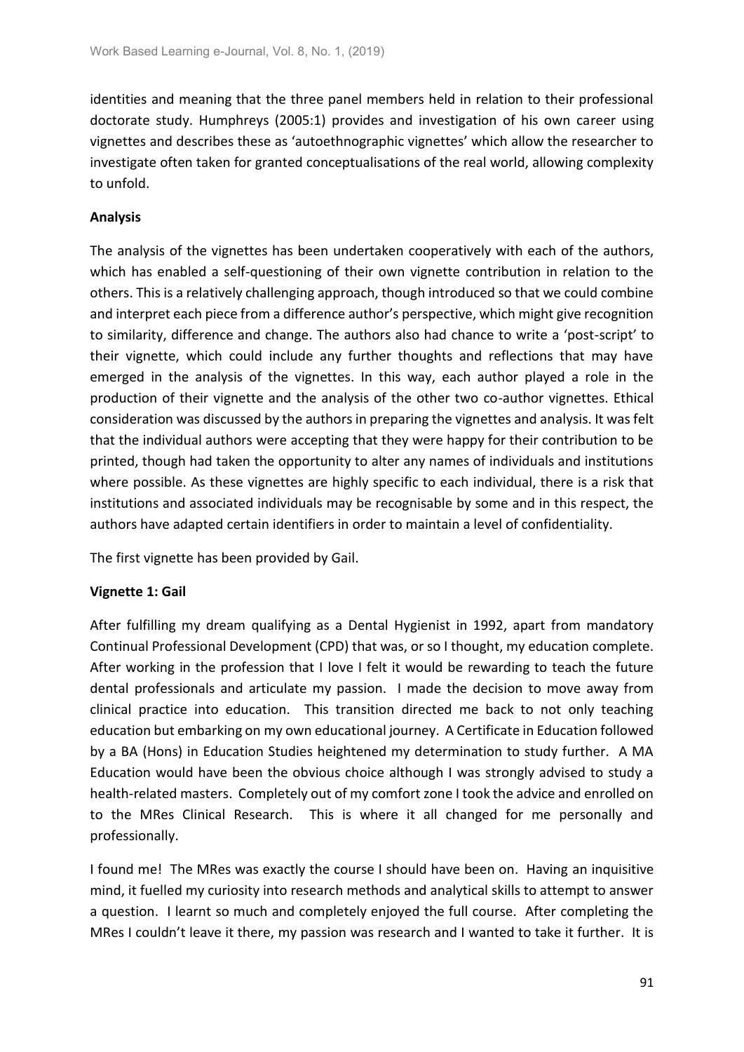identities and meaning that the three panel members held in relation to their professional doctorate study. Humphreys (2005:1) provides and investigation of his own career using vignettes and describes these as 'autoethnographic vignettes' which allow the researcher to investigate often taken for granted conceptualisations of the real world, allowing complexity to unfold.

**Analysis**

The analysis of the vignettes has been undertaken cooperatively with each of the authors, which has enabled a self-questioning of their own vignette contribution in relation to the others. This is a relatively challenging approach, though introduced so that we could combine and interpret each piece from a difference author's perspective, which might give recognition to similarity, difference and change. The authors also had chance to write a 'post-script' to their vignette, which could include any further thoughts and reflections that may have emerged in the analysis of the vignettes. In this way, each author played a role in the production of their vignette and the analysis of the other two co-author vignettes. Ethical consideration was discussed by the authors in preparing the vignettes and analysis. It was felt that the individual authors were accepting that they were happy for their contribution to be printed, though had taken the opportunity to alter any names of individuals and institutions where possible. As these vignettes are highly specific to each individual, there is a risk that institutions and associated individuals may be recognisable by some and in this respect, the authors have adapted certain identifiers in order to maintain a level of confidentiality.

The first vignette has been provided by Gail.

**Vignette 1: Gail**

After fulfilling my dream qualifying as a Dental Hygienist in 1992, apart from mandatory Continual Professional Development (CPD) that was, or so I thought, my education complete. After working in the profession that I love I felt it would be rewarding to teach the future dental professionals and articulate my passion. I made the decision to move away from clinical practice into education. This transition directed me back to not only teaching education but embarking on my own educational journey. A Certificate in Education followed by a BA (Hons) in Education Studies heightened my determination to study further. A MA Education would have been the obvious choice although I was strongly advised to study a health-related masters. Completely out of my comfort zone I took the advice and enrolled on to the MRes Clinical Research. This is where it all changed for me personally and professionally.

I found me! The MRes was exactly the course I should have been on. Having an inquisitive mind, it fuelled my curiosity into research methods and analytical skills to attempt to answer a question. I learnt so much and completely enjoyed the full course. After completing the MRes I couldn't leave it there, my passion was research and I wanted to take it further. It is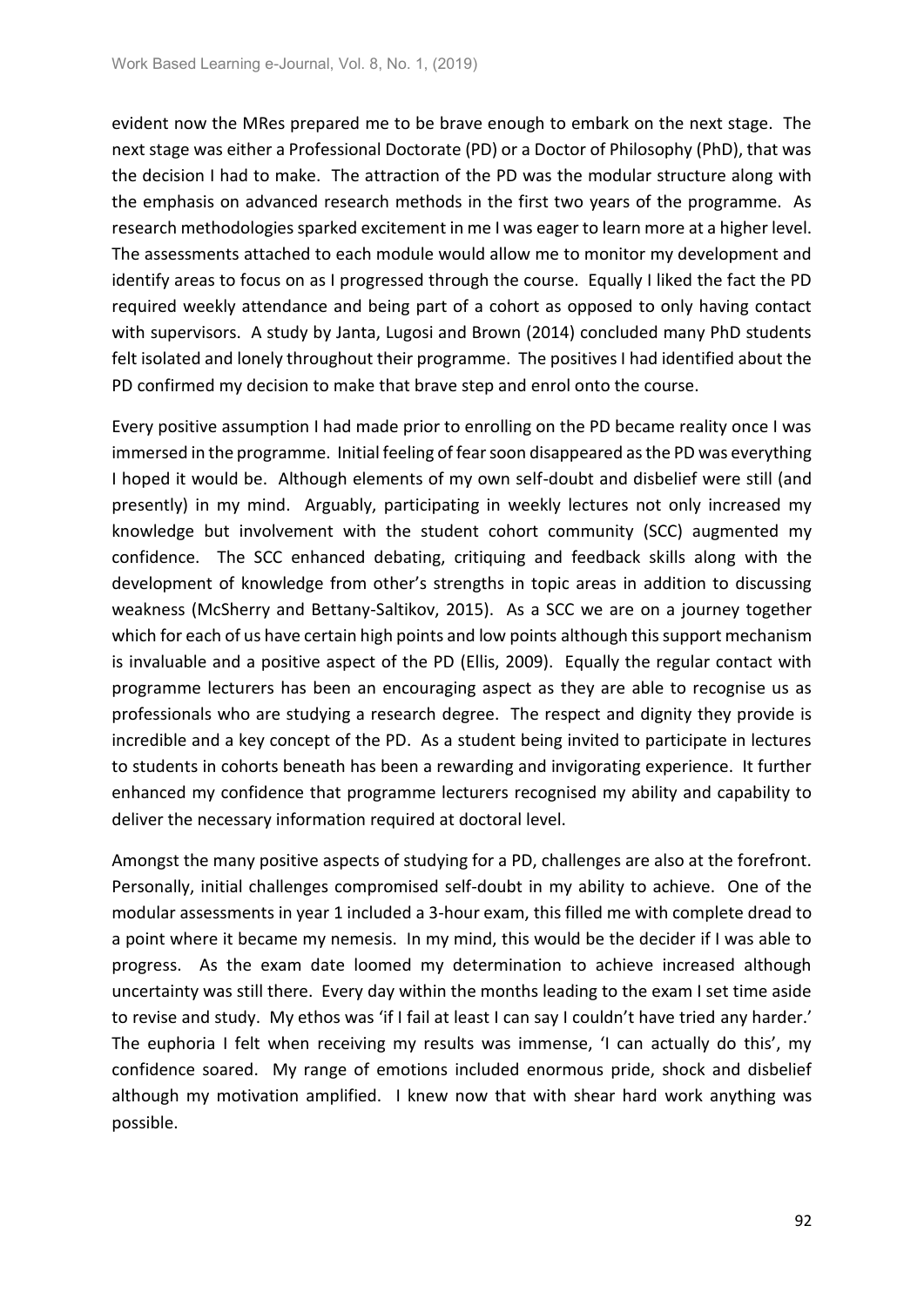evident now the MRes prepared me to be brave enough to embark on the next stage. The next stage was either a Professional Doctorate (PD) or a Doctor of Philosophy (PhD), that was the decision I had to make. The attraction of the PD was the modular structure along with the emphasis on advanced research methods in the first two years of the programme. As research methodologies sparked excitement in me I was eager to learn more at a higher level. The assessments attached to each module would allow me to monitor my development and identify areas to focus on as I progressed through the course. Equally I liked the fact the PD required weekly attendance and being part of a cohort as opposed to only having contact with supervisors. A study by Janta, Lugosi and Brown (2014) concluded many PhD students felt isolated and lonely throughout their programme. The positives I had identified about the PD confirmed my decision to make that brave step and enrol onto the course.

Every positive assumption I had made prior to enrolling on the PD became reality once I was immersed in the programme. Initial feeling of fear soon disappeared as the PD was everything I hoped it would be. Although elements of my own self-doubt and disbelief were still (and presently) in my mind. Arguably, participating in weekly lectures not only increased my knowledge but involvement with the student cohort community (SCC) augmented my confidence. The SCC enhanced debating, critiquing and feedback skills along with the development of knowledge from other's strengths in topic areas in addition to discussing weakness (McSherry and Bettany-Saltikov, 2015). As a SCC we are on a journey together which for each of us have certain high points and low points although this support mechanism is invaluable and a positive aspect of the PD (Ellis, 2009). Equally the regular contact with programme lecturers has been an encouraging aspect as they are able to recognise us as professionals who are studying a research degree. The respect and dignity they provide is incredible and a key concept of the PD. As a student being invited to participate in lectures to students in cohorts beneath has been a rewarding and invigorating experience. It further enhanced my confidence that programme lecturers recognised my ability and capability to deliver the necessary information required at doctoral level.

Amongst the many positive aspects of studying for a PD, challenges are also at the forefront. Personally, initial challenges compromised self-doubt in my ability to achieve. One of the modular assessments in year 1 included a 3-hour exam, this filled me with complete dread to a point where it became my nemesis. In my mind, this would be the decider if I was able to progress. As the exam date loomed my determination to achieve increased although uncertainty was still there. Every day within the months leading to the exam I set time aside to revise and study. My ethos was 'if I fail at least I can say I couldn't have tried any harder.' The euphoria I felt when receiving my results was immense, 'I can actually do this', my confidence soared. My range of emotions included enormous pride, shock and disbelief although my motivation amplified. I knew now that with shear hard work anything was possible.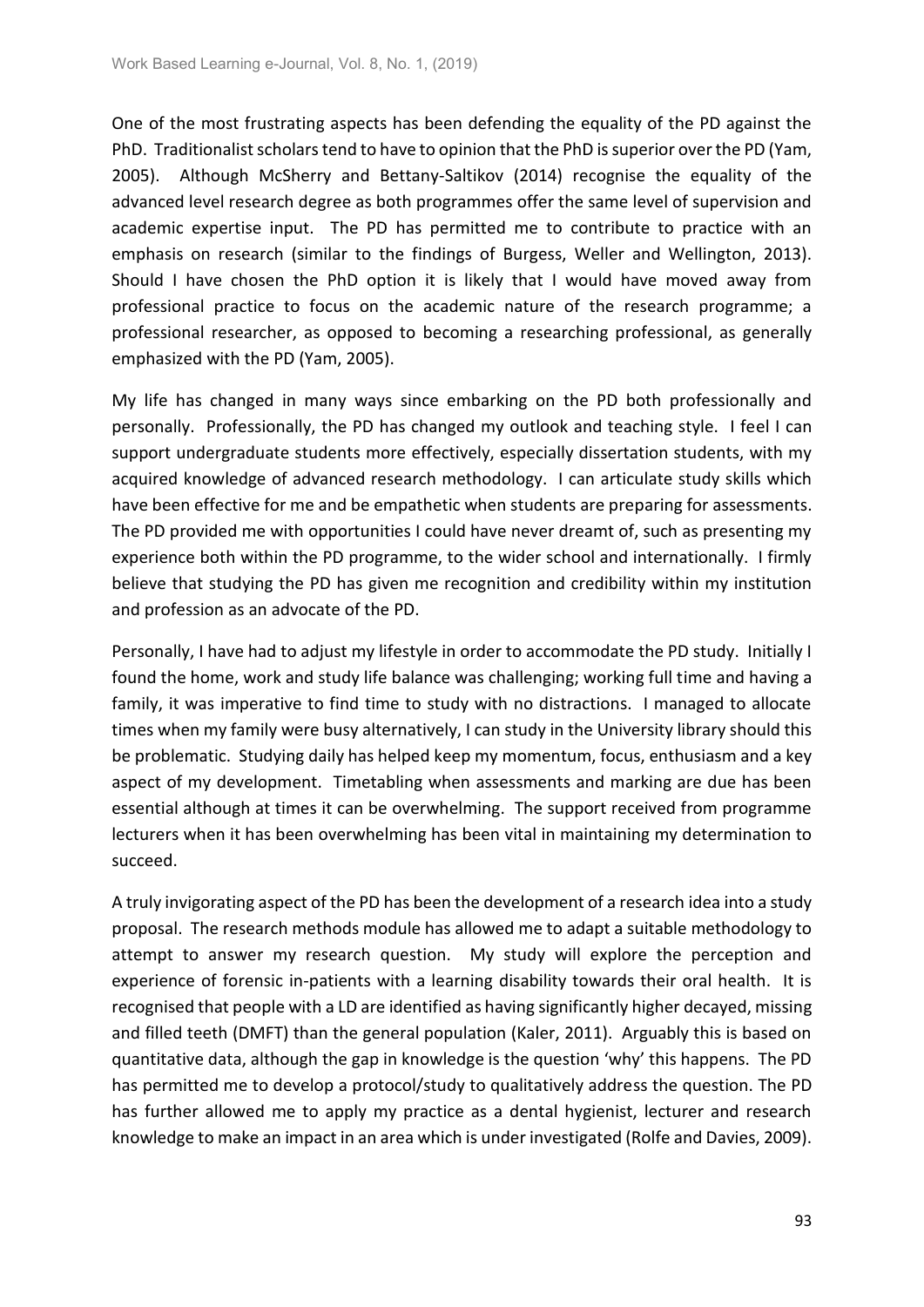One of the most frustrating aspects has been defending the equality of the PD against the PhD. Traditionalist scholars tend to have to opinion that the PhD is superior over the PD (Yam, 2005). Although McSherry and Bettany-Saltikov (2014) recognise the equality of the advanced level research degree as both programmes offer the same level of supervision and academic expertise input. The PD has permitted me to contribute to practice with an emphasis on research (similar to the findings of Burgess, Weller and Wellington, 2013). Should I have chosen the PhD option it is likely that I would have moved away from professional practice to focus on the academic nature of the research programme; a professional researcher, as opposed to becoming a researching professional, as generally emphasized with the PD (Yam, 2005).

My life has changed in many ways since embarking on the PD both professionally and personally. Professionally, the PD has changed my outlook and teaching style. I feel I can support undergraduate students more effectively, especially dissertation students, with my acquired knowledge of advanced research methodology. I can articulate study skills which have been effective for me and be empathetic when students are preparing for assessments. The PD provided me with opportunities I could have never dreamt of, such as presenting my experience both within the PD programme, to the wider school and internationally. I firmly believe that studying the PD has given me recognition and credibility within my institution and profession as an advocate of the PD.

Personally, I have had to adjust my lifestyle in order to accommodate the PD study. Initially I found the home, work and study life balance was challenging; working full time and having a family, it was imperative to find time to study with no distractions. I managed to allocate times when my family were busy alternatively, I can study in the University library should this be problematic. Studying daily has helped keep my momentum, focus, enthusiasm and a key aspect of my development. Timetabling when assessments and marking are due has been essential although at times it can be overwhelming. The support received from programme lecturers when it has been overwhelming has been vital in maintaining my determination to succeed.

A truly invigorating aspect of the PD has been the development of a research idea into a study proposal. The research methods module has allowed me to adapt a suitable methodology to attempt to answer my research question. My study will explore the perception and experience of forensic in-patients with a learning disability towards their oral health. It is recognised that people with a LD are identified as having significantly higher decayed, missing and filled teeth (DMFT) than the general population (Kaler, 2011). Arguably this is based on quantitative data, although the gap in knowledge is the question 'why' this happens. The PD has permitted me to develop a protocol/study to qualitatively address the question. The PD has further allowed me to apply my practice as a dental hygienist, lecturer and research knowledge to make an impact in an area which is under investigated (Rolfe and Davies, 2009).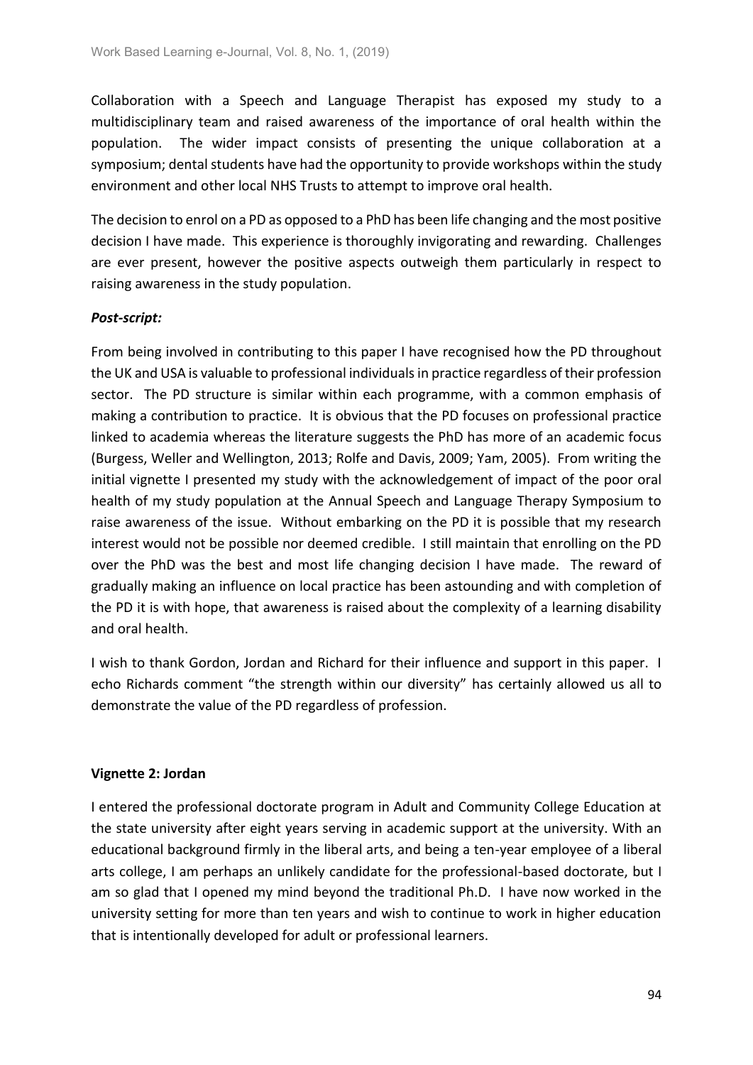Collaboration with a Speech and Language Therapist has exposed my study to a multidisciplinary team and raised awareness of the importance of oral health within the population. The wider impact consists of presenting the unique collaboration at a symposium; dental students have had the opportunity to provide workshops within the study environment and other local NHS Trusts to attempt to improve oral health.

The decision to enrol on a PD as opposed to a PhD has been life changing and the most positive decision I have made. This experience is thoroughly invigorating and rewarding. Challenges are ever present, however the positive aspects outweigh them particularly in respect to raising awareness in the study population.

***Post-script:***

From being involved in contributing to this paper I have recognised how the PD throughout the UK and USA is valuable to professional individuals in practice regardless of their profession sector. The PD structure is similar within each programme, with a common emphasis of making a contribution to practice. It is obvious that the PD focuses on professional practice linked to academia whereas the literature suggests the PhD has more of an academic focus (Burgess, Weller and Wellington, 2013; Rolfe and Davis, 2009; Yam, 2005). From writing the initial vignette I presented my study with the acknowledgement of impact of the poor oral health of my study population at the Annual Speech and Language Therapy Symposium to raise awareness of the issue. Without embarking on the PD it is possible that my research interest would not be possible nor deemed credible. I still maintain that enrolling on the PD over the PhD was the best and most life changing decision I have made. The reward of gradually making an influence on local practice has been astounding and with completion of the PD it is with hope, that awareness is raised about the complexity of a learning disability and oral health.

I wish to thank Gordon, Jordan and Richard for their influence and support in this paper. I echo Richards comment "the strength within our diversity" has certainly allowed us all to demonstrate the value of the PD regardless of profession.

**Vignette 2: Jordan**

I entered the professional doctorate program in Adult and Community College Education at the state university after eight years serving in academic support at the university. With an educational background firmly in the liberal arts, and being a ten-year employee of a liberal arts college, I am perhaps an unlikely candidate for the professional-based doctorate, but I am so glad that I opened my mind beyond the traditional Ph.D. I have now worked in the university setting for more than ten years and wish to continue to work in higher education that is intentionally developed for adult or professional learners.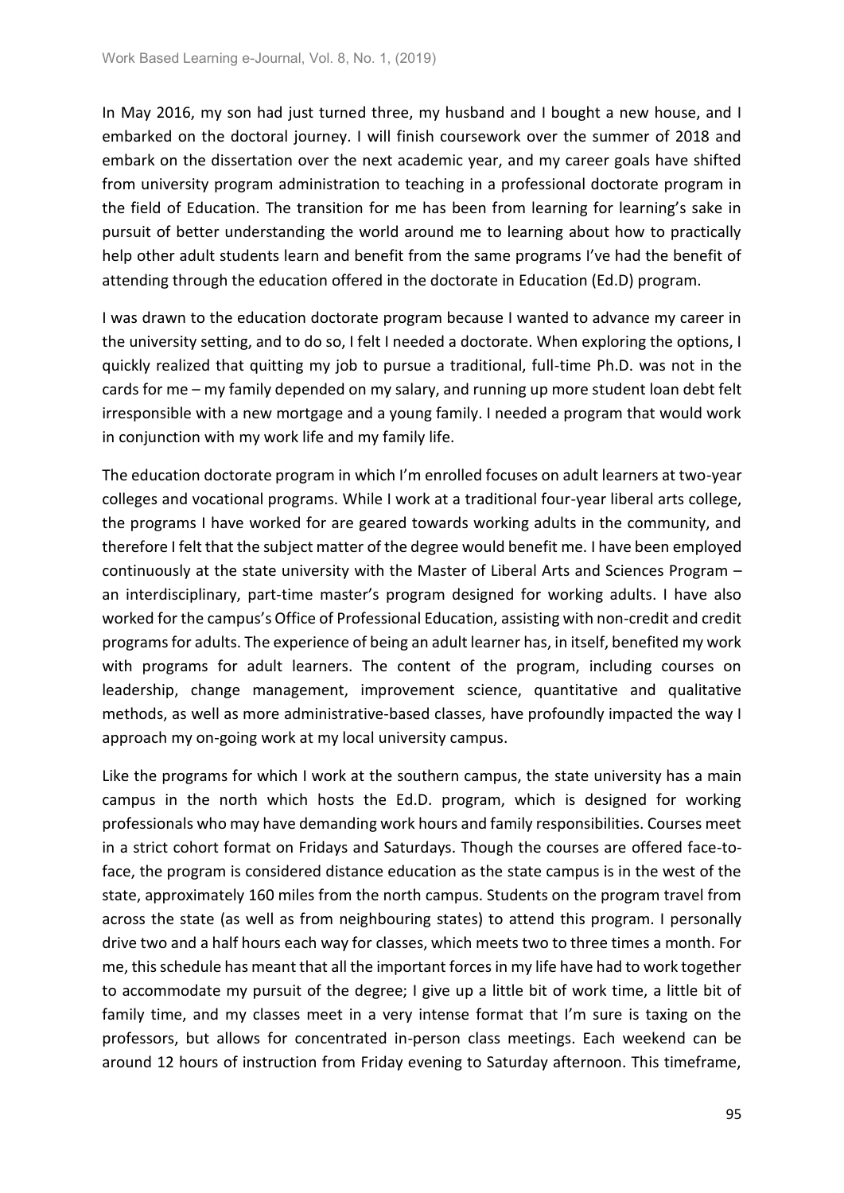In May 2016, my son had just turned three, my husband and I bought a new house, and I embarked on the doctoral journey. I will finish coursework over the summer of 2018 and embark on the dissertation over the next academic year, and my career goals have shifted from university program administration to teaching in a professional doctorate program in the field of Education. The transition for me has been from learning for learning's sake in pursuit of better understanding the world around me to learning about how to practically help other adult students learn and benefit from the same programs I've had the benefit of attending through the education offered in the doctorate in Education (Ed.D) program.

I was drawn to the education doctorate program because I wanted to advance my career in the university setting, and to do so, I felt I needed a doctorate. When exploring the options, I quickly realized that quitting my job to pursue a traditional, full-time Ph.D. was not in the cards for me – my family depended on my salary, and running up more student loan debt felt irresponsible with a new mortgage and a young family. I needed a program that would work in conjunction with my work life and my family life.

The education doctorate program in which I'm enrolled focuses on adult learners at two-year colleges and vocational programs. While I work at a traditional four-year liberal arts college, the programs I have worked for are geared towards working adults in the community, and therefore I felt that the subject matter of the degree would benefit me. I have been employed continuously at the state university with the Master of Liberal Arts and Sciences Program – an interdisciplinary, part-time master's program designed for working adults. I have also worked for the campus's Office of Professional Education, assisting with non-credit and credit programs for adults. The experience of being an adult learner has, in itself, benefited my work with programs for adult learners. The content of the program, including courses on leadership, change management, improvement science, quantitative and qualitative methods, as well as more administrative-based classes, have profoundly impacted the way I approach my on-going work at my local university campus.

Like the programs for which I work at the southern campus, the state university has a main campus in the north which hosts the Ed.D. program, which is designed for working professionals who may have demanding work hours and family responsibilities. Courses meet in a strict cohort format on Fridays and Saturdays. Though the courses are offered face-to-face, the program is considered distance education as the state campus is in the west of the state, approximately 160 miles from the north campus. Students on the program travel from across the state (as well as from neighbouring states) to attend this program. I personally drive two and a half hours each way for classes, which meets two to three times a month. For me, this schedule has meant that all the important forces in my life have had to work together to accommodate my pursuit of the degree; I give up a little bit of work time, a little bit of family time, and my classes meet in a very intense format that I'm sure is taxing on the professors, but allows for concentrated in-person class meetings. Each weekend can be around 12 hours of instruction from Friday evening to Saturday afternoon. This timeframe,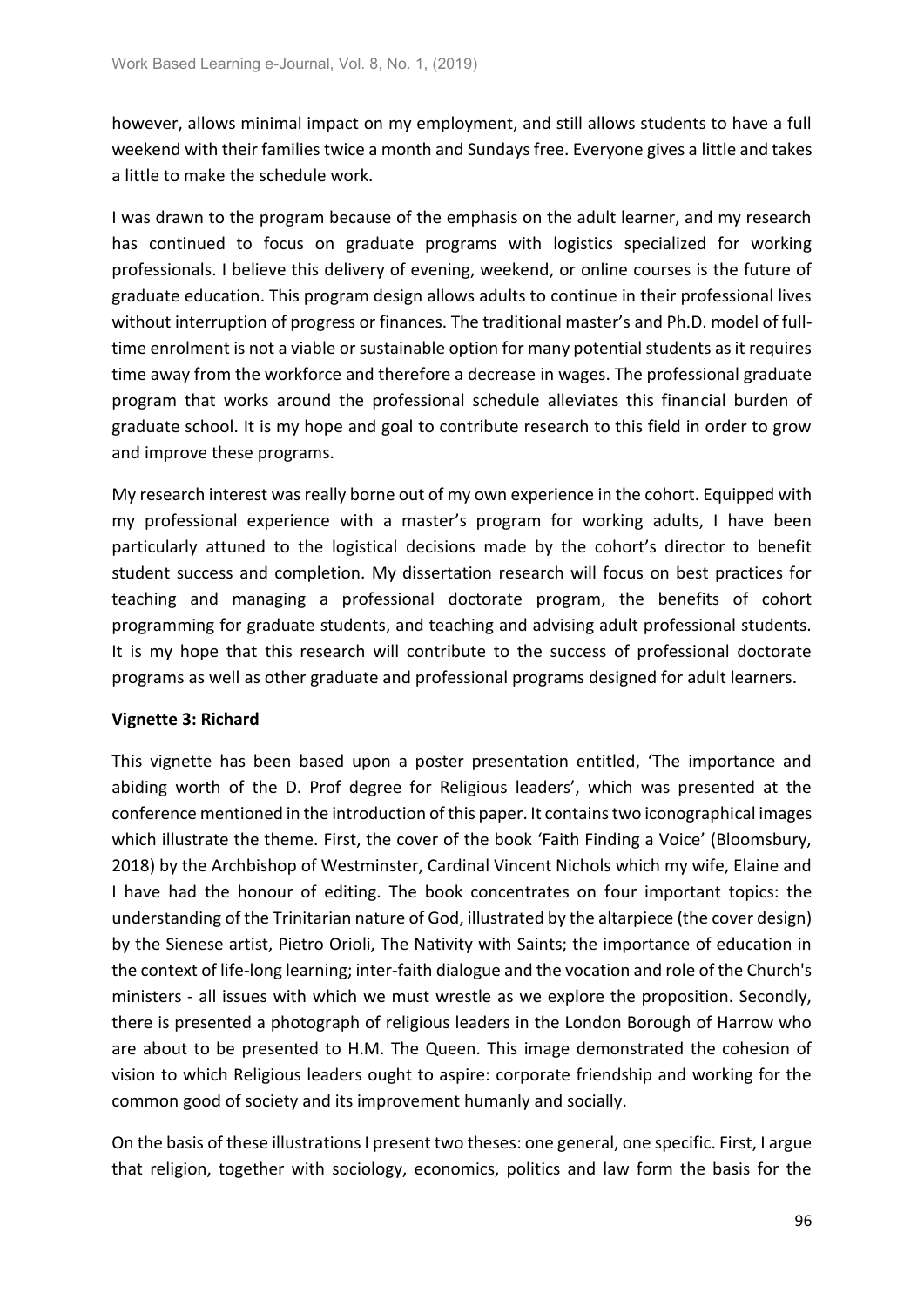however, allows minimal impact on my employment, and still allows students to have a full weekend with their families twice a month and Sundays free. Everyone gives a little and takes a little to make the schedule work.

I was drawn to the program because of the emphasis on the adult learner, and my research has continued to focus on graduate programs with logistics specialized for working professionals. I believe this delivery of evening, weekend, or online courses is the future of graduate education. This program design allows adults to continue in their professional lives without interruption of progress or finances. The traditional master's and Ph.D. model of full-time enrolment is not a viable or sustainable option for many potential students as it requires time away from the workforce and therefore a decrease in wages. The professional graduate program that works around the professional schedule alleviates this financial burden of graduate school. It is my hope and goal to contribute research to this field in order to grow and improve these programs.

My research interest was really borne out of my own experience in the cohort. Equipped with my professional experience with a master's program for working adults, I have been particularly attuned to the logistical decisions made by the cohort's director to benefit student success and completion. My dissertation research will focus on best practices for teaching and managing a professional doctorate program, the benefits of cohort programming for graduate students, and teaching and advising adult professional students. It is my hope that this research will contribute to the success of professional doctorate programs as well as other graduate and professional programs designed for adult learners.

**Vignette 3: Richard**

This vignette has been based upon a poster presentation entitled, 'The importance and abiding worth of the D. Prof degree for Religious leaders', which was presented at the conference mentioned in the introduction of this paper. It contains two iconographical images which illustrate the theme. First, the cover of the book 'Faith Finding a Voice' (Bloomsbury, 2018) by the Archbishop of Westminster, Cardinal Vincent Nichols which my wife, Elaine and I have had the honour of editing. The book concentrates on four important topics: the understanding of the Trinitarian nature of God, illustrated by the altarpiece (the cover design) by the Sienese artist, Pietro Orioli, The Nativity with Saints; the importance of education in the context of life-long learning; inter-faith dialogue and the vocation and role of the Church's ministers - all issues with which we must wrestle as we explore the proposition. Secondly, there is presented a photograph of religious leaders in the London Borough of Harrow who are about to be presented to H.M. The Queen. This image demonstrated the cohesion of vision to which Religious leaders ought to aspire: corporate friendship and working for the common good of society and its improvement humanly and socially.

On the basis of these illustrations I present two theses: one general, one specific. First, I argue that religion, together with sociology, economics, politics and law form the basis for the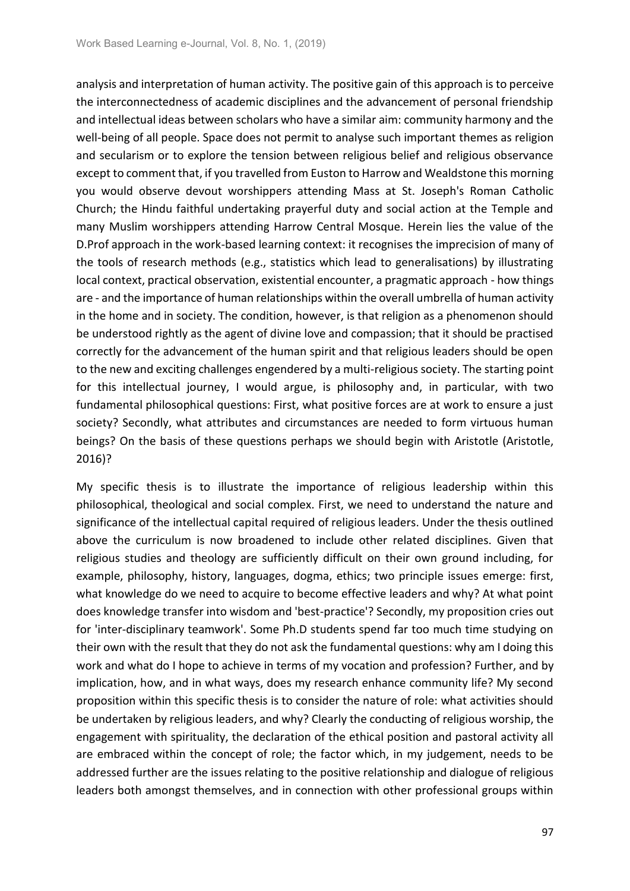analysis and interpretation of human activity. The positive gain of this approach is to perceive the interconnectedness of academic disciplines and the advancement of personal friendship and intellectual ideas between scholars who have a similar aim: community harmony and the well-being of all people. Space does not permit to analyse such important themes as religion and secularism or to explore the tension between religious belief and religious observance except to comment that, if you travelled from Euston to Harrow and Wealdstone this morning you would observe devout worshippers attending Mass at St. Joseph's Roman Catholic Church; the Hindu faithful undertaking prayerful duty and social action at the Temple and many Muslim worshippers attending Harrow Central Mosque. Herein lies the value of the D.Prof approach in the work-based learning context: it recognises the imprecision of many of the tools of research methods (e.g., statistics which lead to generalisations) by illustrating local context, practical observation, existential encounter, a pragmatic approach - how things are - and the importance of human relationships within the overall umbrella of human activity in the home and in society. The condition, however, is that religion as a phenomenon should be understood rightly as the agent of divine love and compassion; that it should be practised correctly for the advancement of the human spirit and that religious leaders should be open to the new and exciting challenges engendered by a multi-religious society. The starting point for this intellectual journey, I would argue, is philosophy and, in particular, with two fundamental philosophical questions: First, what positive forces are at work to ensure a just society? Secondly, what attributes and circumstances are needed to form virtuous human beings? On the basis of these questions perhaps we should begin with Aristotle (Aristotle, 2016)?

My specific thesis is to illustrate the importance of religious leadership within this philosophical, theological and social complex. First, we need to understand the nature and significance of the intellectual capital required of religious leaders. Under the thesis outlined above the curriculum is now broadened to include other related disciplines. Given that religious studies and theology are sufficiently difficult on their own ground including, for example, philosophy, history, languages, dogma, ethics; two principle issues emerge: first, what knowledge do we need to acquire to become effective leaders and why? At what point does knowledge transfer into wisdom and 'best-practice'? Secondly, my proposition cries out for 'inter-disciplinary teamwork'. Some Ph.D students spend far too much time studying on their own with the result that they do not ask the fundamental questions: why am I doing this work and what do I hope to achieve in terms of my vocation and profession? Further, and by implication, how, and in what ways, does my research enhance community life? My second proposition within this specific thesis is to consider the nature of role: what activities should be undertaken by religious leaders, and why? Clearly the conducting of religious worship, the engagement with spirituality, the declaration of the ethical position and pastoral activity all are embraced within the concept of role; the factor which, in my judgement, needs to be addressed further are the issues relating to the positive relationship and dialogue of religious leaders both amongst themselves, and in connection with other professional groups within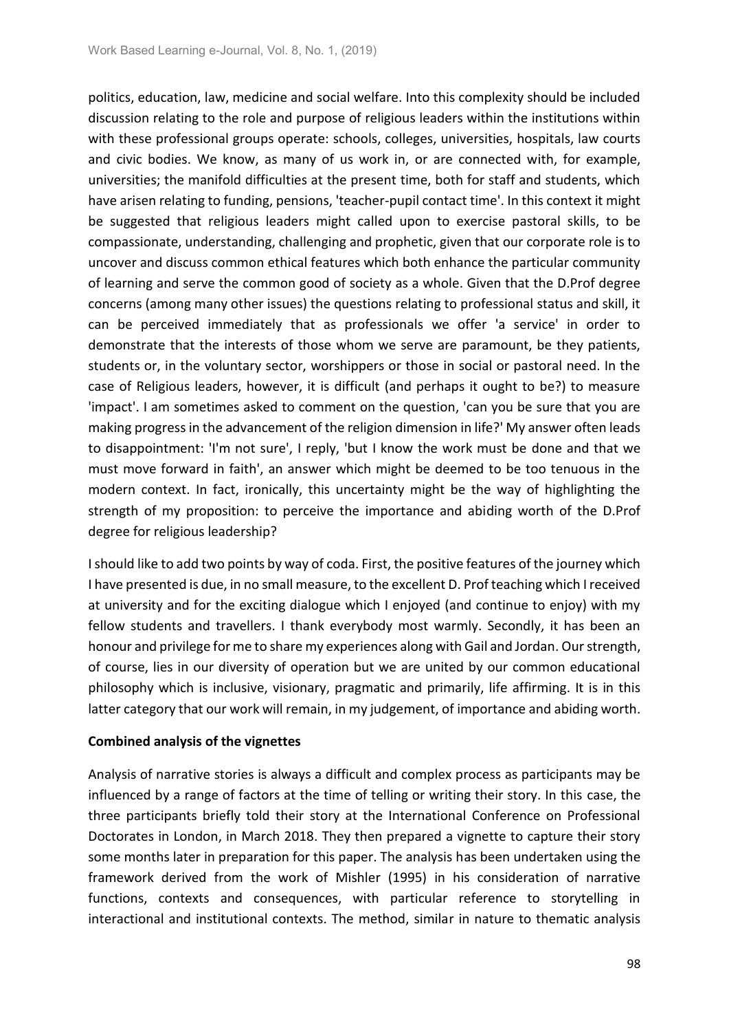politics, education, law, medicine and social welfare. Into this complexity should be included discussion relating to the role and purpose of religious leaders within the institutions within with these professional groups operate: schools, colleges, universities, hospitals, law courts and civic bodies. We know, as many of us work in, or are connected with, for example, universities; the manifold difficulties at the present time, both for staff and students, which have arisen relating to funding, pensions, 'teacher-pupil contact time'. In this context it might be suggested that religious leaders might called upon to exercise pastoral skills, to be compassionate, understanding, challenging and prophetic, given that our corporate role is to uncover and discuss common ethical features which both enhance the particular community of learning and serve the common good of society as a whole. Given that the D.Prof degree concerns (among many other issues) the questions relating to professional status and skill, it can be perceived immediately that as professionals we offer 'a service' in order to demonstrate that the interests of those whom we serve are paramount, be they patients, students or, in the voluntary sector, worshippers or those in social or pastoral need. In the case of Religious leaders, however, it is difficult (and perhaps it ought to be?) to measure 'impact'. I am sometimes asked to comment on the question, 'can you be sure that you are making progress in the advancement of the religion dimension in life?' My answer often leads to disappointment: 'I'm not sure', I reply, 'but I know the work must be done and that we must move forward in faith', an answer which might be deemed to be too tenuous in the modern context. In fact, ironically, this uncertainty might be the way of highlighting the strength of my proposition: to perceive the importance and abiding worth of the D.Prof degree for religious leadership?

I should like to add two points by way of coda. First, the positive features of the journey which I have presented is due, in no small measure, to the excellent D. Prof teaching which I received at university and for the exciting dialogue which I enjoyed (and continue to enjoy) with my fellow students and travellers. I thank everybody most warmly. Secondly, it has been an honour and privilege for me to share my experiences along with Gail and Jordan. Our strength, of course, lies in our diversity of operation but we are united by our common educational philosophy which is inclusive, visionary, pragmatic and primarily, life affirming. It is in this latter category that our work will remain, in my judgement, of importance and abiding worth.

**Combined analysis of the vignettes**

Analysis of narrative stories is always a difficult and complex process as participants may be influenced by a range of factors at the time of telling or writing their story. In this case, the three participants briefly told their story at the International Conference on Professional Doctorates in London, in March 2018. They then prepared a vignette to capture their story some months later in preparation for this paper. The analysis has been undertaken using the framework derived from the work of Mishler (1995) in his consideration of narrative functions, contexts and consequences, with particular reference to storytelling in interactional and institutional contexts. The method, similar in nature to thematic analysis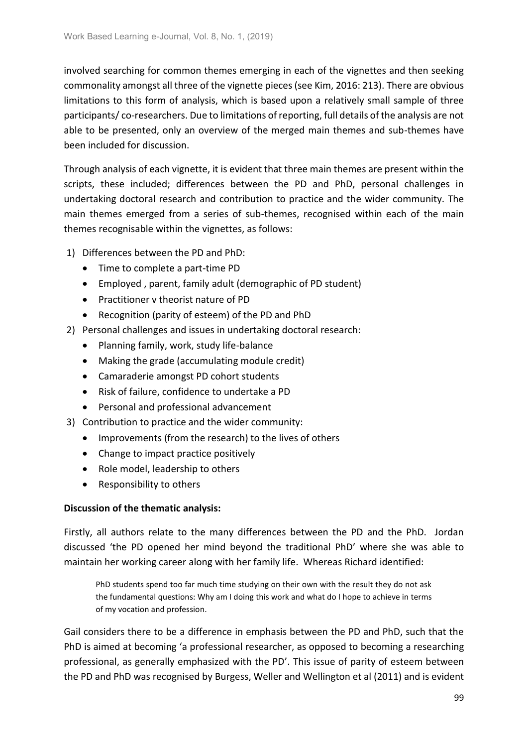involved searching for common themes emerging in each of the vignettes and then seeking commonality amongst all three of the vignette pieces (see Kim, 2016: 213). There are obvious limitations to this form of analysis, which is based upon a relatively small sample of three participants/ co-researchers. Due to limitations of reporting, full details of the analysis are not able to be presented, only an overview of the merged main themes and sub-themes have been included for discussion.

Through analysis of each vignette, it is evident that three main themes are present within the scripts, these included; differences between the PD and PhD, personal challenges in undertaking doctoral research and contribution to practice and the wider community. The main themes emerged from a series of sub-themes, recognised within each of the main themes recognisable within the vignettes, as follows:

1) Differences between the PD and PhD:
   - Time to complete a part-time PD
   - Employed , parent, family adult (demographic of PD student)
   - Practitioner v theorist nature of PD
   - Recognition (parity of esteem) of the PD and PhD
2) Personal challenges and issues in undertaking doctoral research:
   - Planning family, work, study life-balance
   - Making the grade (accumulating module credit)
   - Camaraderie amongst PD cohort students
   - Risk of failure, confidence to undertake a PD
   - Personal and professional advancement
3) Contribution to practice and the wider community:
   - Improvements (from the research) to the lives of others
   - Change to impact practice positively
   - Role model, leadership to others
   - Responsibility to others

**Discussion of the thematic analysis:**

Firstly, all authors relate to the many differences between the PD and the PhD. Jordan discussed 'the PD opened her mind beyond the traditional PhD' where she was able to maintain her working career along with her family life. Whereas Richard identified:

> PhD students spend too far much time studying on their own with the result they do not ask the fundamental questions: Why am I doing this work and what do I hope to achieve in terms of my vocation and profession.

Gail considers there to be a difference in emphasis between the PD and PhD, such that the PhD is aimed at becoming 'a professional researcher, as opposed to becoming a researching professional, as generally emphasized with the PD'. This issue of parity of esteem between the PD and PhD was recognised by Burgess, Weller and Wellington et al (2011) and is evident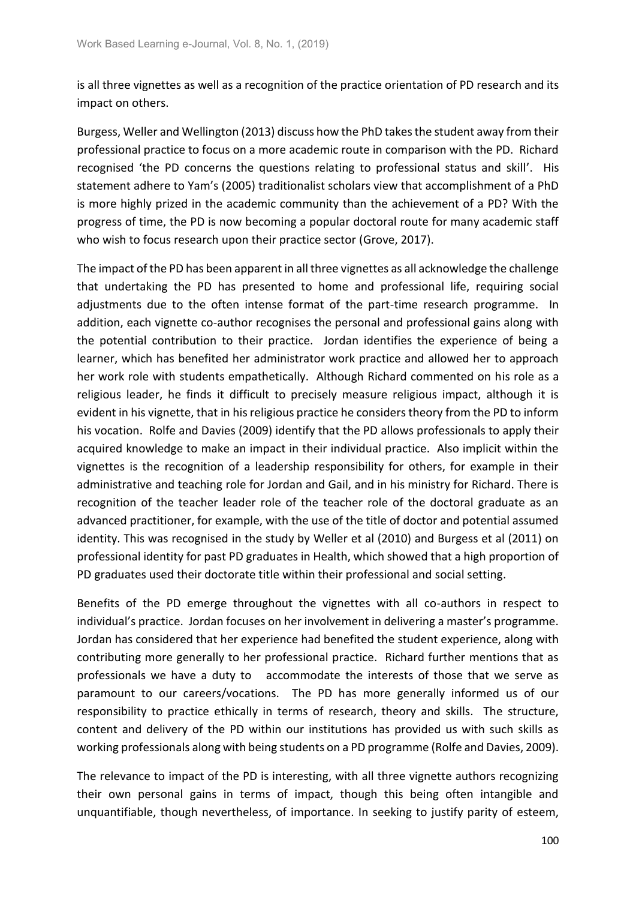is all three vignettes as well as a recognition of the practice orientation of PD research and its impact on others.

Burgess, Weller and Wellington (2013) discuss how the PhD takes the student away from their professional practice to focus on a more academic route in comparison with the PD. Richard recognised 'the PD concerns the questions relating to professional status and skill'. His statement adhere to Yam's (2005) traditionalist scholars view that accomplishment of a PhD is more highly prized in the academic community than the achievement of a PD? With the progress of time, the PD is now becoming a popular doctoral route for many academic staff who wish to focus research upon their practice sector (Grove, 2017).

The impact of the PD has been apparent in all three vignettes as all acknowledge the challenge that undertaking the PD has presented to home and professional life, requiring social adjustments due to the often intense format of the part-time research programme. In addition, each vignette co-author recognises the personal and professional gains along with the potential contribution to their practice. Jordan identifies the experience of being a learner, which has benefited her administrator work practice and allowed her to approach her work role with students empathetically. Although Richard commented on his role as a religious leader, he finds it difficult to precisely measure religious impact, although it is evident in his vignette, that in his religious practice he considers theory from the PD to inform his vocation. Rolfe and Davies (2009) identify that the PD allows professionals to apply their acquired knowledge to make an impact in their individual practice. Also implicit within the vignettes is the recognition of a leadership responsibility for others, for example in their administrative and teaching role for Jordan and Gail, and in his ministry for Richard. There is recognition of the teacher leader role of the teacher role of the doctoral graduate as an advanced practitioner, for example, with the use of the title of doctor and potential assumed identity. This was recognised in the study by Weller et al (2010) and Burgess et al (2011) on professional identity for past PD graduates in Health, which showed that a high proportion of PD graduates used their doctorate title within their professional and social setting.

Benefits of the PD emerge throughout the vignettes with all co-authors in respect to individual's practice. Jordan focuses on her involvement in delivering a master's programme. Jordan has considered that her experience had benefited the student experience, along with contributing more generally to her professional practice. Richard further mentions that as professionals we have a duty to accommodate the interests of those that we serve as paramount to our careers/vocations. The PD has more generally informed us of our responsibility to practice ethically in terms of research, theory and skills. The structure, content and delivery of the PD within our institutions has provided us with such skills as working professionals along with being students on a PD programme (Rolfe and Davies, 2009).

The relevance to impact of the PD is interesting, with all three vignette authors recognizing their own personal gains in terms of impact, though this being often intangible and unquantifiable, though nevertheless, of importance. In seeking to justify parity of esteem,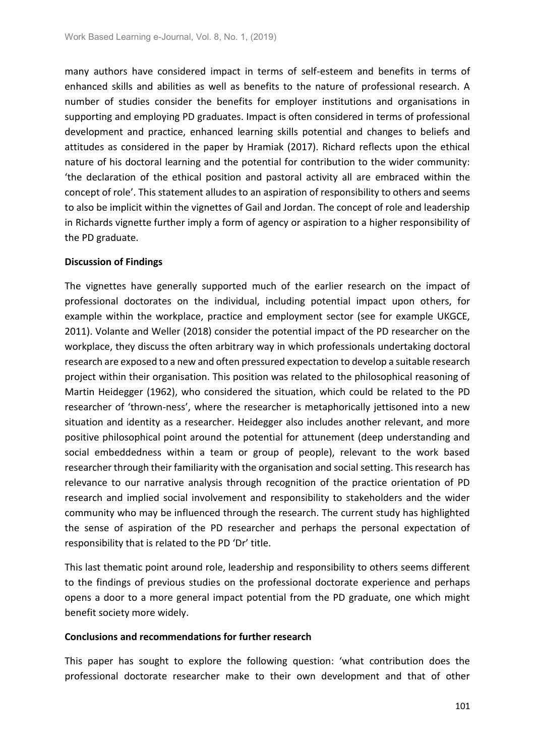many authors have considered impact in terms of self-esteem and benefits in terms of enhanced skills and abilities as well as benefits to the nature of professional research. A number of studies consider the benefits for employer institutions and organisations in supporting and employing PD graduates. Impact is often considered in terms of professional development and practice, enhanced learning skills potential and changes to beliefs and attitudes as considered in the paper by Hramiak (2017). Richard reflects upon the ethical nature of his doctoral learning and the potential for contribution to the wider community: 'the declaration of the ethical position and pastoral activity all are embraced within the concept of role'. This statement alludes to an aspiration of responsibility to others and seems to also be implicit within the vignettes of Gail and Jordan. The concept of role and leadership in Richards vignette further imply a form of agency or aspiration to a higher responsibility of the PD graduate.

**Discussion of Findings**

The vignettes have generally supported much of the earlier research on the impact of professional doctorates on the individual, including potential impact upon others, for example within the workplace, practice and employment sector (see for example UKGCE, 2011). Volante and Weller (2018) consider the potential impact of the PD researcher on the workplace, they discuss the often arbitrary way in which professionals undertaking doctoral research are exposed to a new and often pressured expectation to develop a suitable research project within their organisation. This position was related to the philosophical reasoning of Martin Heidegger (1962), who considered the situation, which could be related to the PD researcher of 'thrown-ness', where the researcher is metaphorically jettisoned into a new situation and identity as a researcher. Heidegger also includes another relevant, and more positive philosophical point around the potential for attunement (deep understanding and social embeddedness within a team or group of people), relevant to the work based researcher through their familiarity with the organisation and social setting. This research has relevance to our narrative analysis through recognition of the practice orientation of PD research and implied social involvement and responsibility to stakeholders and the wider community who may be influenced through the research. The current study has highlighted the sense of aspiration of the PD researcher and perhaps the personal expectation of responsibility that is related to the PD 'Dr' title.

This last thematic point around role, leadership and responsibility to others seems different to the findings of previous studies on the professional doctorate experience and perhaps opens a door to a more general impact potential from the PD graduate, one which might benefit society more widely.

**Conclusions and recommendations for further research**

This paper has sought to explore the following question: 'what contribution does the professional doctorate researcher make to their own development and that of other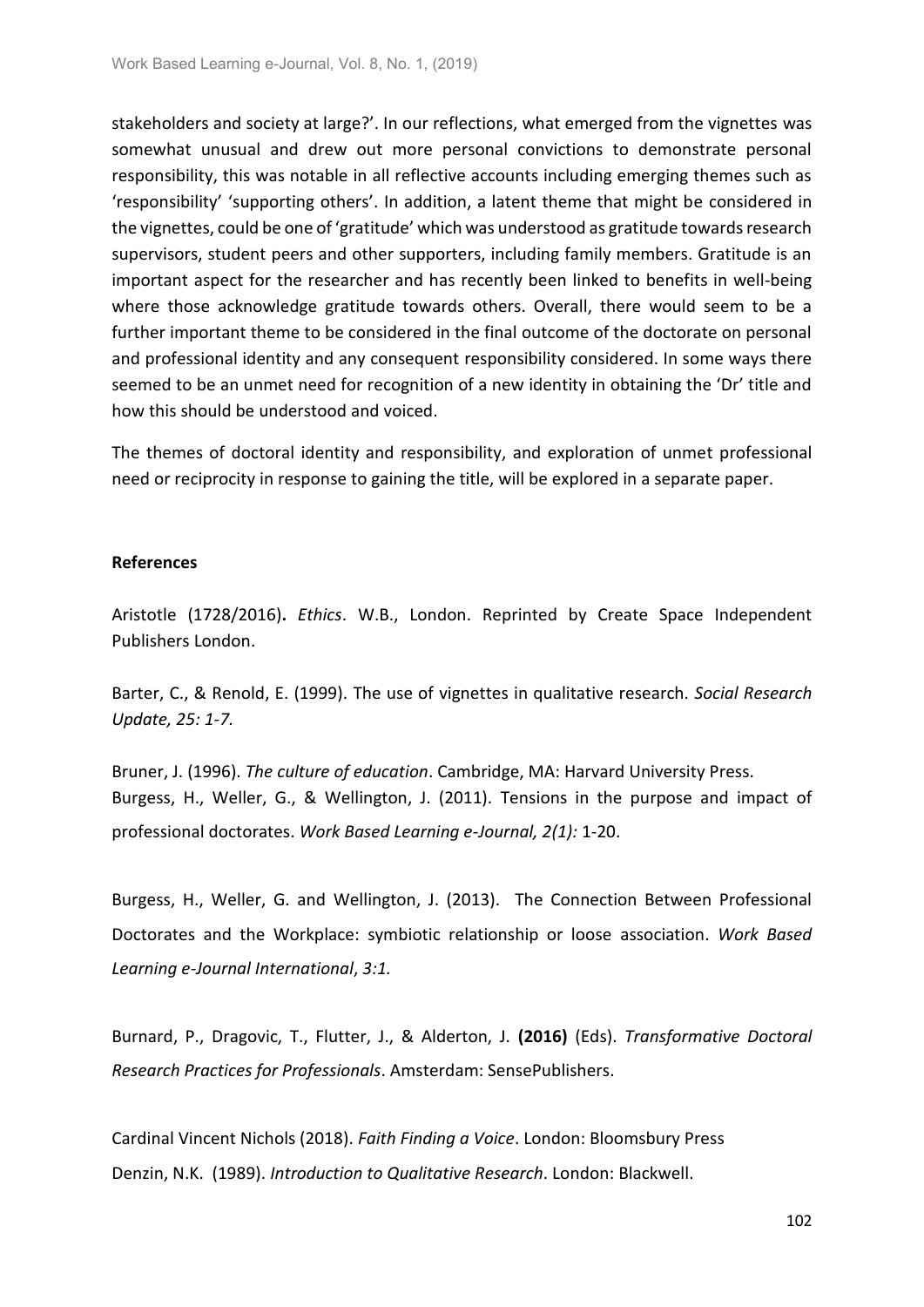stakeholders and society at large?'. In our reflections, what emerged from the vignettes was somewhat unusual and drew out more personal convictions to demonstrate personal responsibility, this was notable in all reflective accounts including emerging themes such as 'responsibility' 'supporting others'. In addition, a latent theme that might be considered in the vignettes, could be one of 'gratitude' which was understood as gratitude towards research supervisors, student peers and other supporters, including family members. Gratitude is an important aspect for the researcher and has recently been linked to benefits in well-being where those acknowledge gratitude towards others. Overall, there would seem to be a further important theme to be considered in the final outcome of the doctorate on personal and professional identity and any consequent responsibility considered. In some ways there seemed to be an unmet need for recognition of a new identity in obtaining the 'Dr' title and how this should be understood and voiced.

The themes of doctoral identity and responsibility, and exploration of unmet professional need or reciprocity in response to gaining the title, will be explored in a separate paper.

**References**

Aristotle (1728/2016)**.** *Ethics*. W.B., London. Reprinted by Create Space Independent Publishers London.

Barter, C., & Renold, E. (1999). The use of vignettes in qualitative research. *Social Research Update, 25: 1-7.*

Bruner, J. (1996). *The culture of education*. Cambridge, MA: Harvard University Press.

Burgess, H., Weller, G., & Wellington, J. (2011). Tensions in the purpose and impact of professional doctorates. *Work Based Learning e-Journal, 2(1):* 1-20.

Burgess, H., Weller, G. and Wellington, J. (2013). The Connection Between Professional Doctorates and the Workplace: symbiotic relationship or loose association. *Work Based Learning e-Journal International*, *3:1.*

Burnard, P., Dragovic, T., Flutter, J., & Alderton, J. **(2016)** (Eds). *Transformative Doctoral Research Practices for Professionals*. Amsterdam: SensePublishers.

Cardinal Vincent Nichols (2018). *Faith Finding a Voice*. London: Bloomsbury Press

Denzin, N.K. (1989). *Introduction to Qualitative Research*. London: Blackwell.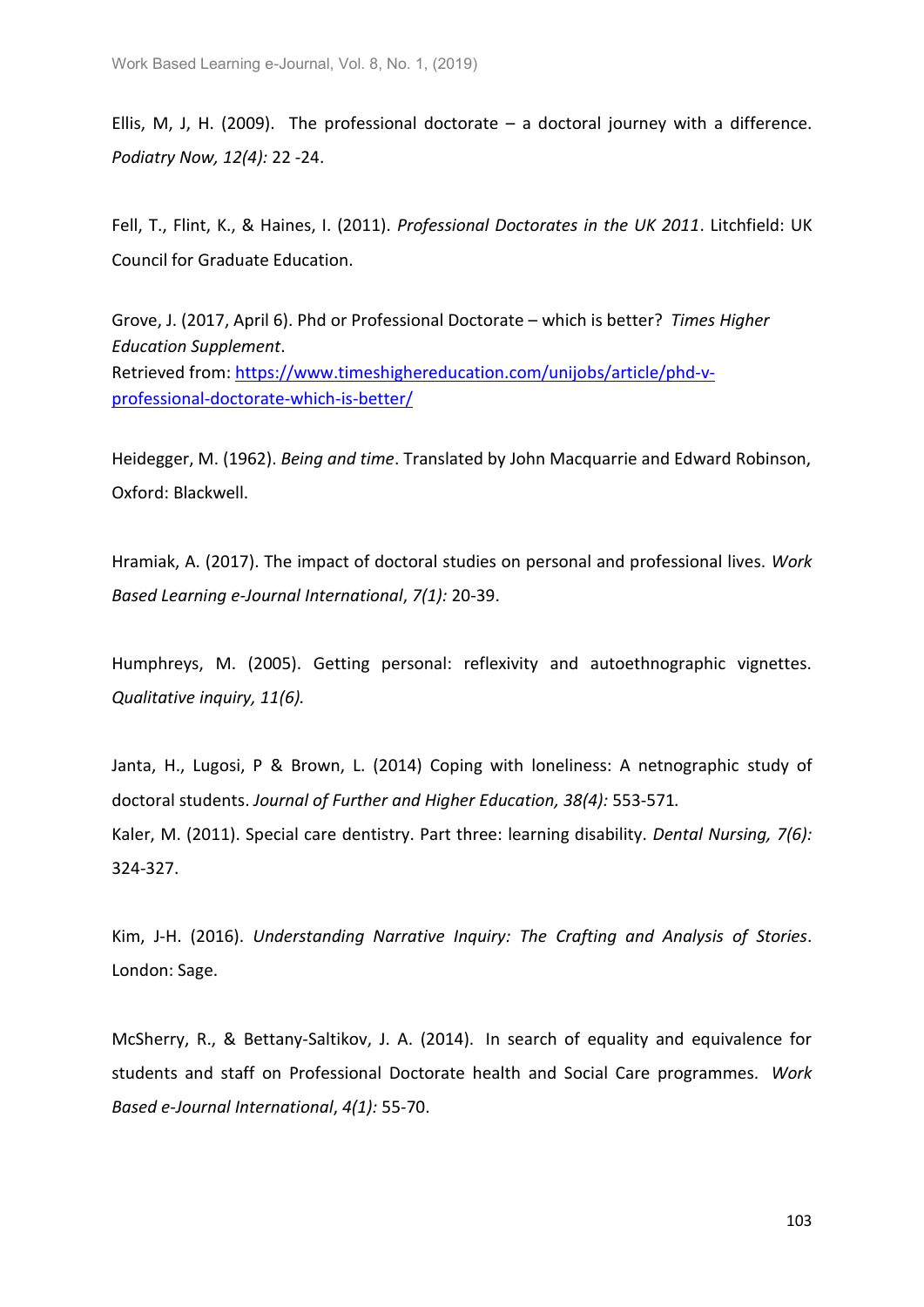Ellis, M, J, H. (2009). The professional doctorate – a doctoral journey with a difference. *Podiatry Now, 12(4):* 22 -24.

Fell, T., Flint, K., & Haines, I. (2011). *Professional Doctorates in the UK 2011*. Litchfield: UK Council for Graduate Education.

Grove, J. (2017, April 6). Phd or Professional Doctorate – which is better? *Times Higher Education Supplement*.
Retrieved from: https://www.timeshighereducation.com/unijobs/article/phd-v-professional-doctorate-which-is-better/

Heidegger, M. (1962). *Being and time*. Translated by John Macquarrie and Edward Robinson, Oxford: Blackwell.

Hramiak, A. (2017). The impact of doctoral studies on personal and professional lives. *Work Based Learning e-Journal International*, *7(1):* 20-39.

Humphreys, M. (2005). Getting personal: reflexivity and autoethnographic vignettes. *Qualitative inquiry, 11(6).*

Janta, H., Lugosi, P & Brown, L. (2014) Coping with loneliness: A netnographic study of doctoral students. *Journal of Further and Higher Education, 38(4):* 553-571.

Kaler, M. (2011). Special care dentistry. Part three: learning disability. *Dental Nursing, 7(6):* 324-327.

Kim, J-H. (2016). *Understanding Narrative Inquiry: The Crafting and Analysis of Stories*. London: Sage.

McSherry, R., & Bettany-Saltikov, J. A. (2014). In search of equality and equivalence for students and staff on Professional Doctorate health and Social Care programmes. *Work Based e-Journal International*, *4(1):* 55-70.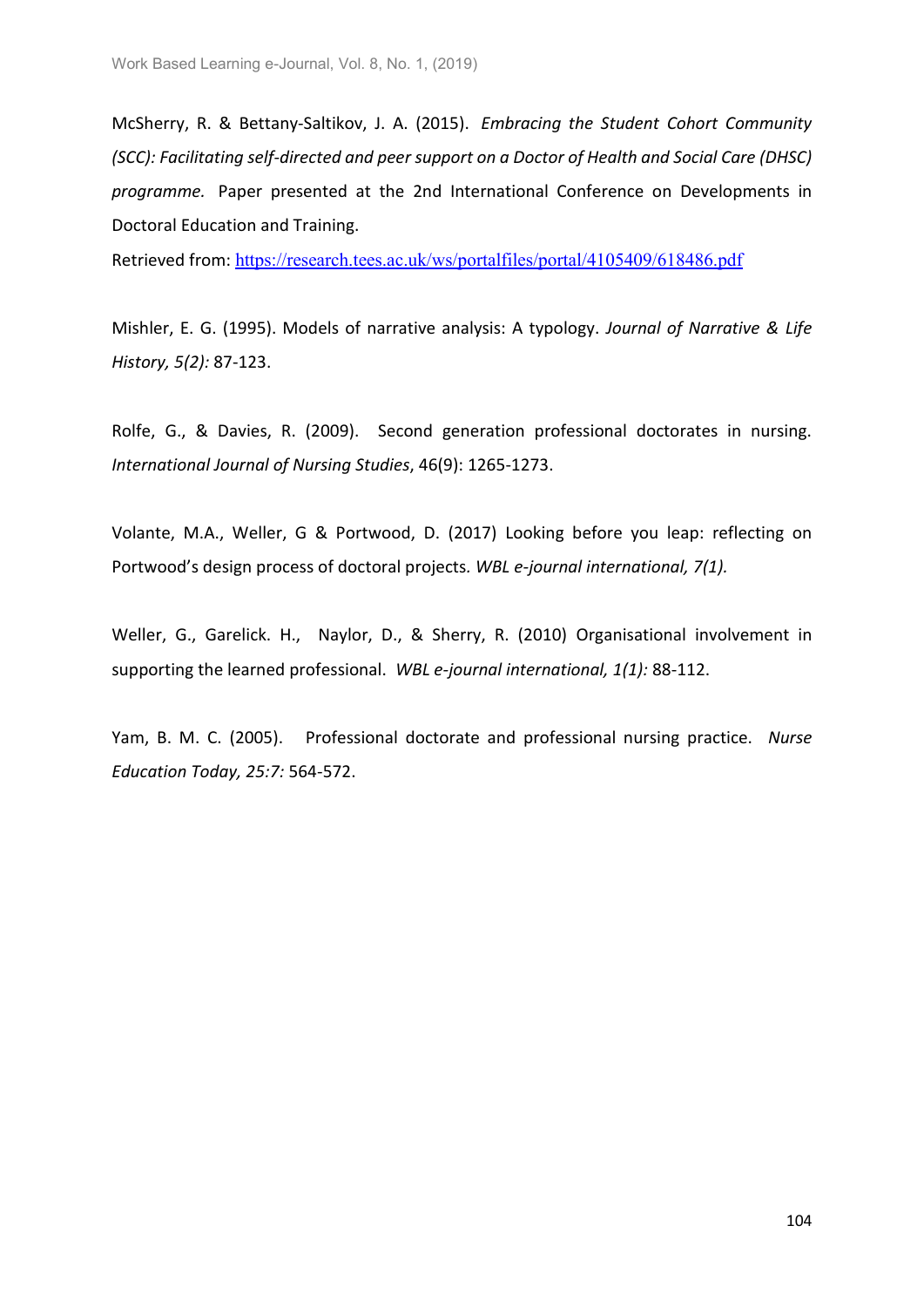McSherry, R. & Bettany-Saltikov, J. A. (2015). *Embracing the Student Cohort Community (SCC): Facilitating self-directed and peer support on a Doctor of Health and Social Care (DHSC) programme.* Paper presented at the 2nd International Conference on Developments in Doctoral Education and Training.
Retrieved from: https://research.tees.ac.uk/ws/portalfiles/portal/4105409/618486.pdf

Mishler, E. G. (1995). Models of narrative analysis: A typology. *Journal of Narrative & Life History, 5(2):* 87-123.

Rolfe, G., & Davies, R. (2009). Second generation professional doctorates in nursing. *International Journal of Nursing Studies*, 46(9): 1265-1273.

Volante, M.A., Weller, G & Portwood, D. (2017) Looking before you leap: reflecting on Portwood's design process of doctoral projects*. WBL e-journal international, 7(1).*

Weller, G., Garelick. H., Naylor, D., & Sherry, R. (2010) Organisational involvement in supporting the learned professional. *WBL e-journal international, 1(1):* 88-112.

Yam, B. M. C. (2005). Professional doctorate and professional nursing practice. *Nurse Education Today, 25:7:* 564-572.